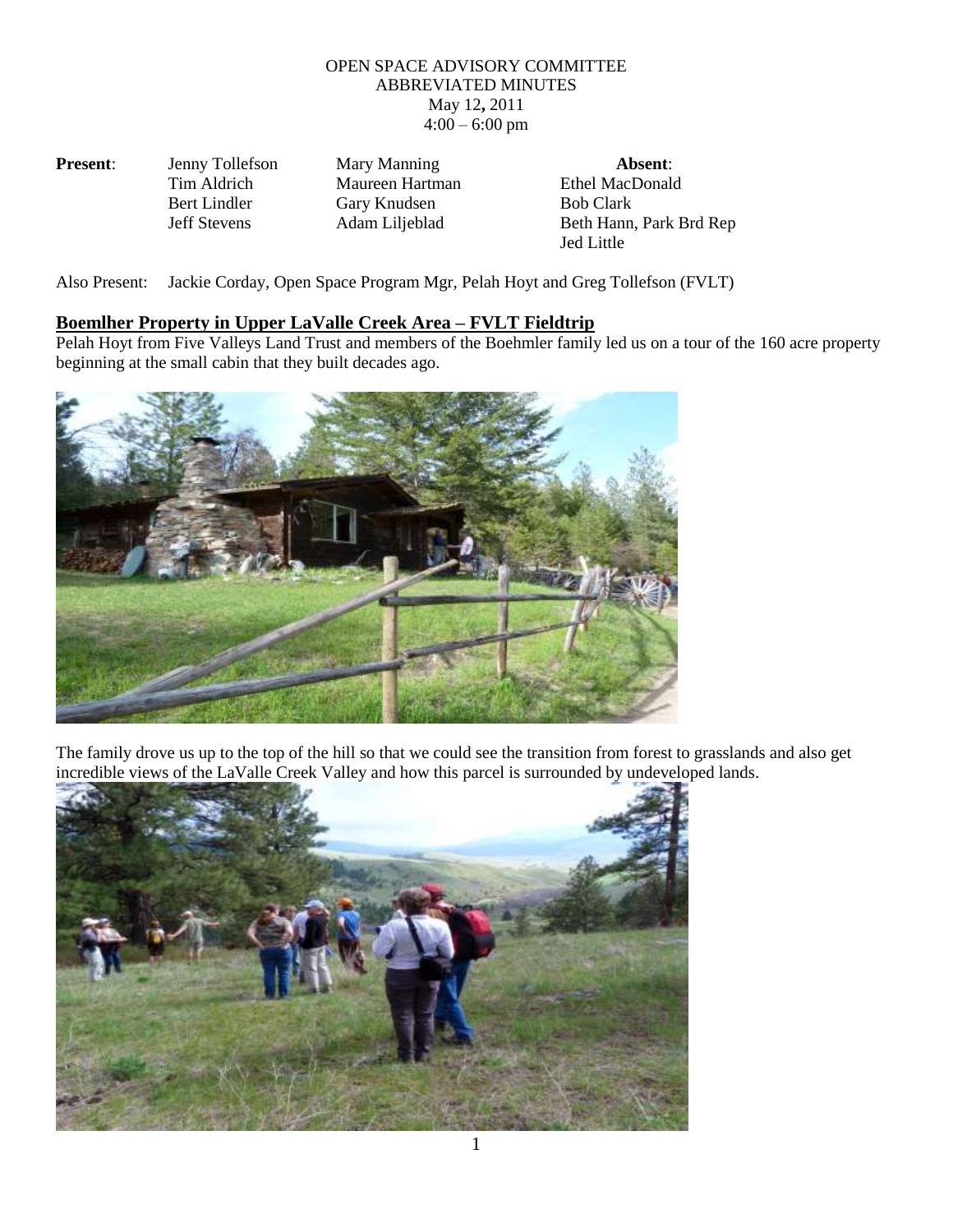OPEN SPACE ADVISORY COMMITTEE
ABBREVIATED MINUTES
May 12, 2011
4:00 – 6:00 pm

| **Present**: | | | **Absent**: |
|---|---|---|---|
| | Jenny Tollefson | Mary Manning | Ethel MacDonald |
| | Tim Aldrich | Maureen Hartman | Bob Clark |
| | Bert Lindler | Gary Knudsen | Beth Hann, Park Brd Rep |
| | Jeff Stevens | Adam Liljeblad | Jed Little |

Also Present: Jackie Corday, Open Space Program Mgr, Pelah Hoyt and Greg Tollefson (FVLT)

## Boemlher Property in Upper LaValle Creek Area – FVLT Fieldtrip

Pelah Hoyt from Five Valleys Land Trust and members of the Boehmler family led us on a tour of the 160 acre property beginning at the small cabin that they built decades ago.

The family drove us up to the top of the hill so that we could see the transition from forest to grasslands and also get incredible views of the LaValle Creek Valley and how this parcel is surrounded by undeveloped lands.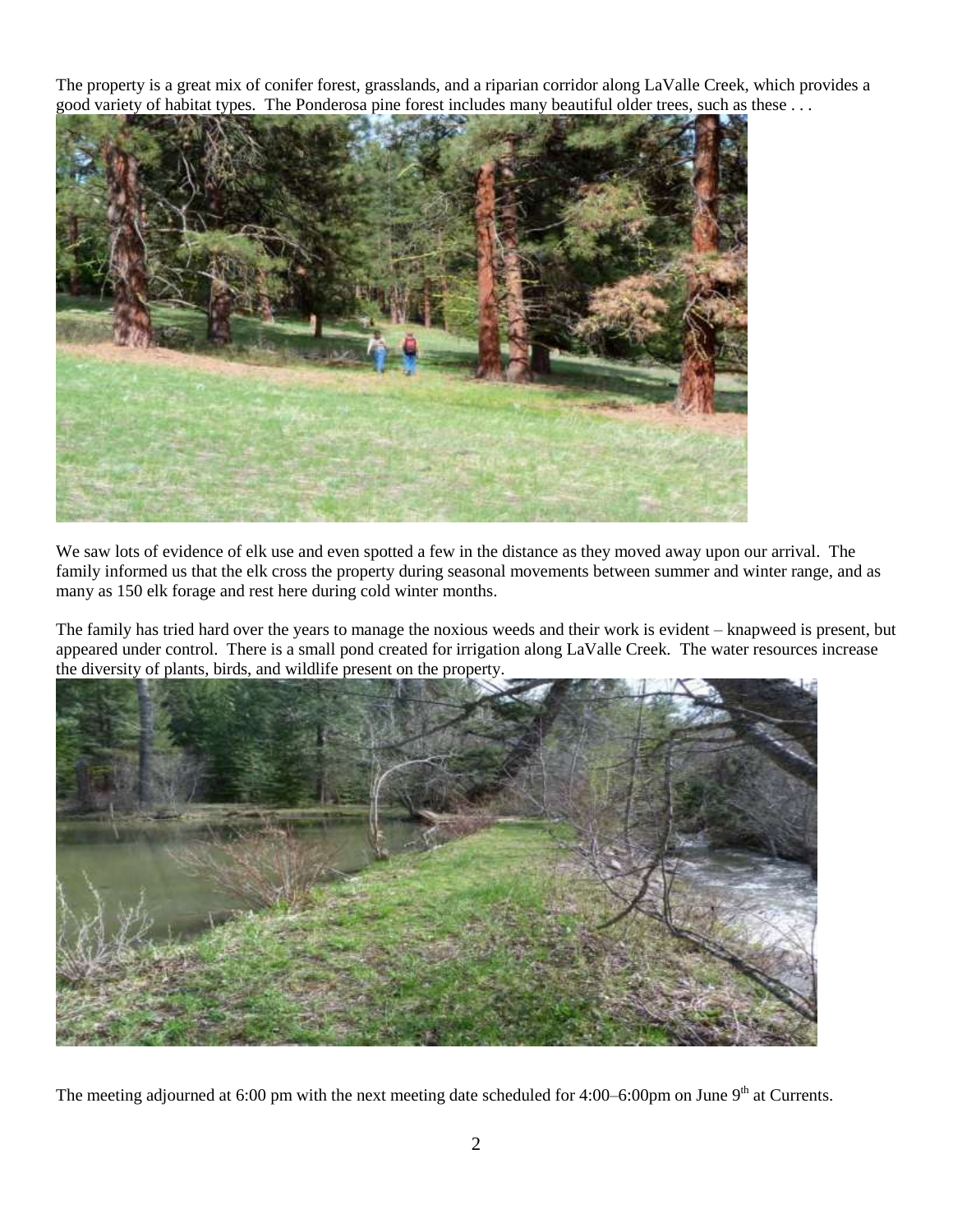The property is a great mix of conifer forest, grasslands, and a riparian corridor along LaValle Creek, which provides a good variety of habitat types. The Ponderosa pine forest includes many beautiful older trees, such as these . . .

We saw lots of evidence of elk use and even spotted a few in the distance as they moved away upon our arrival. The family informed us that the elk cross the property during seasonal movements between summer and winter range, and as many as 150 elk forage and rest here during cold winter months.

The family has tried hard over the years to manage the noxious weeds and their work is evident – knapweed is present, but appeared under control. There is a small pond created for irrigation along LaValle Creek. The water resources increase the diversity of plants, birds, and wildlife present on the property.

The meeting adjourned at 6:00 pm with the next meeting date scheduled for 4:00–6:00pm on June 9th at Currents.